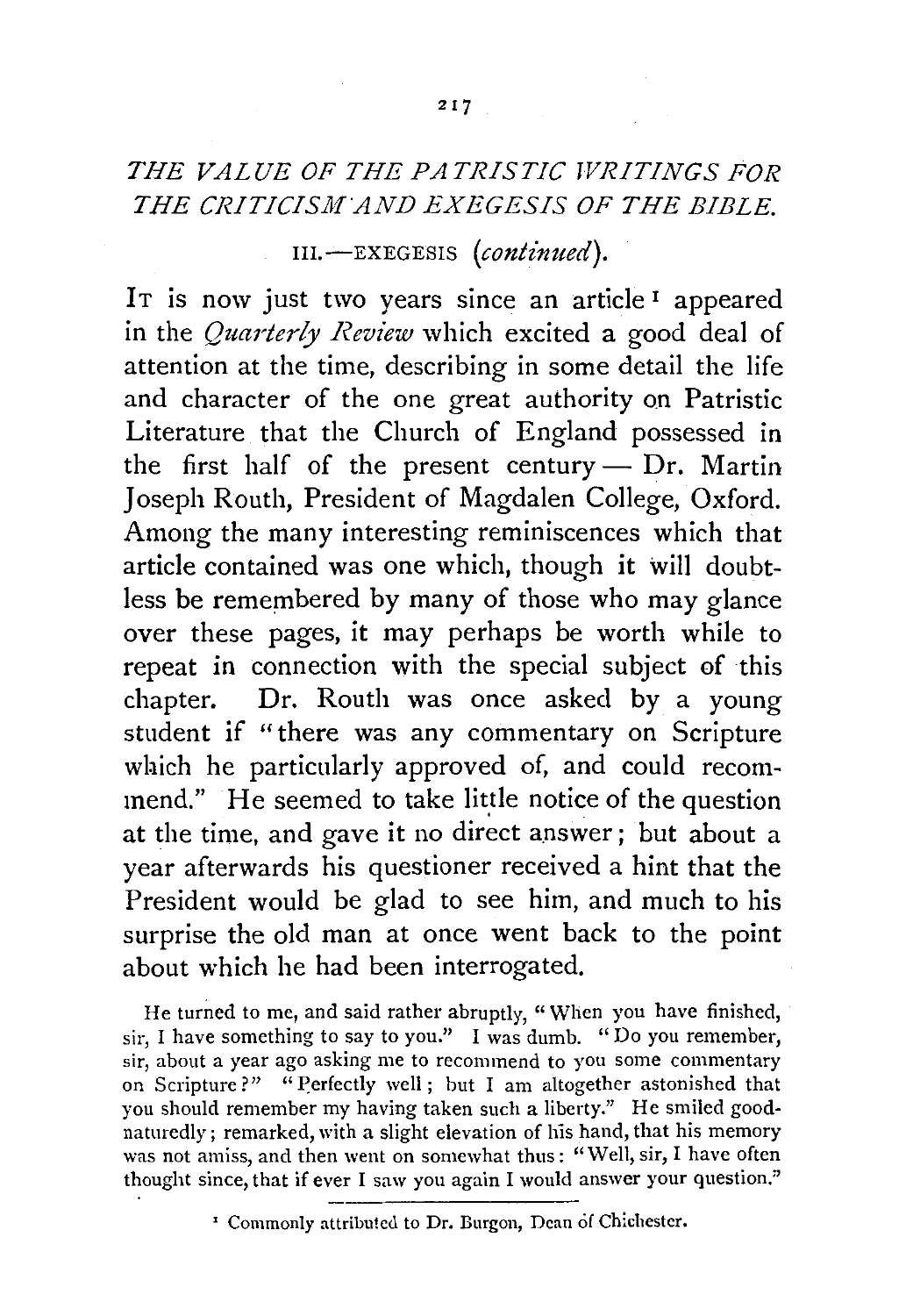# THE VALUE OF THE PATRISTIC WRITINGS FOR THE CRITICISM AND EXEGESIS OF THE BIBLE.

## III.—EXEGESIS (*continued*).

It is now just two years since an article[1] appeared in the *Quarterly Review* which excited a good deal of attention at the time, describing in some detail the life and character of the one great authority on Patristic Literature that the Church of England possessed in the first half of the present century — Dr. Martin Joseph Routh, President of Magdalen College, Oxford. Among the many interesting reminiscences which that article contained was one which, though it will doubtless be remembered by many of those who may glance over these pages, it may perhaps be worth while to repeat in connection with the special subject of this chapter. Dr. Routh was once asked by a young student if "there was any commentary on Scripture which he particularly approved of, and could recommend." He seemed to take little notice of the question at the time, and gave it no direct answer; but about a year afterwards his questioner received a hint that the President would be glad to see him, and much to his surprise the old man at once went back to the point about which he had been interrogated.

> He turned to me, and said rather abruptly, "When you have finished, sir, I have something to say to you." I was dumb. "Do you remember, sir, about a year ago asking me to recommend to you some commentary on Scripture?" "Perfectly well; but I am altogether astonished that you should remember my having taken such a liberty." He smiled good-naturedly; remarked, with a slight elevation of his hand, that his memory was not amiss, and then went on somewhat thus: "Well, sir, I have often thought since, that if ever I saw you again I would answer your question."

[1] Commonly attributed to Dr. Burgon, Dean of Chichester.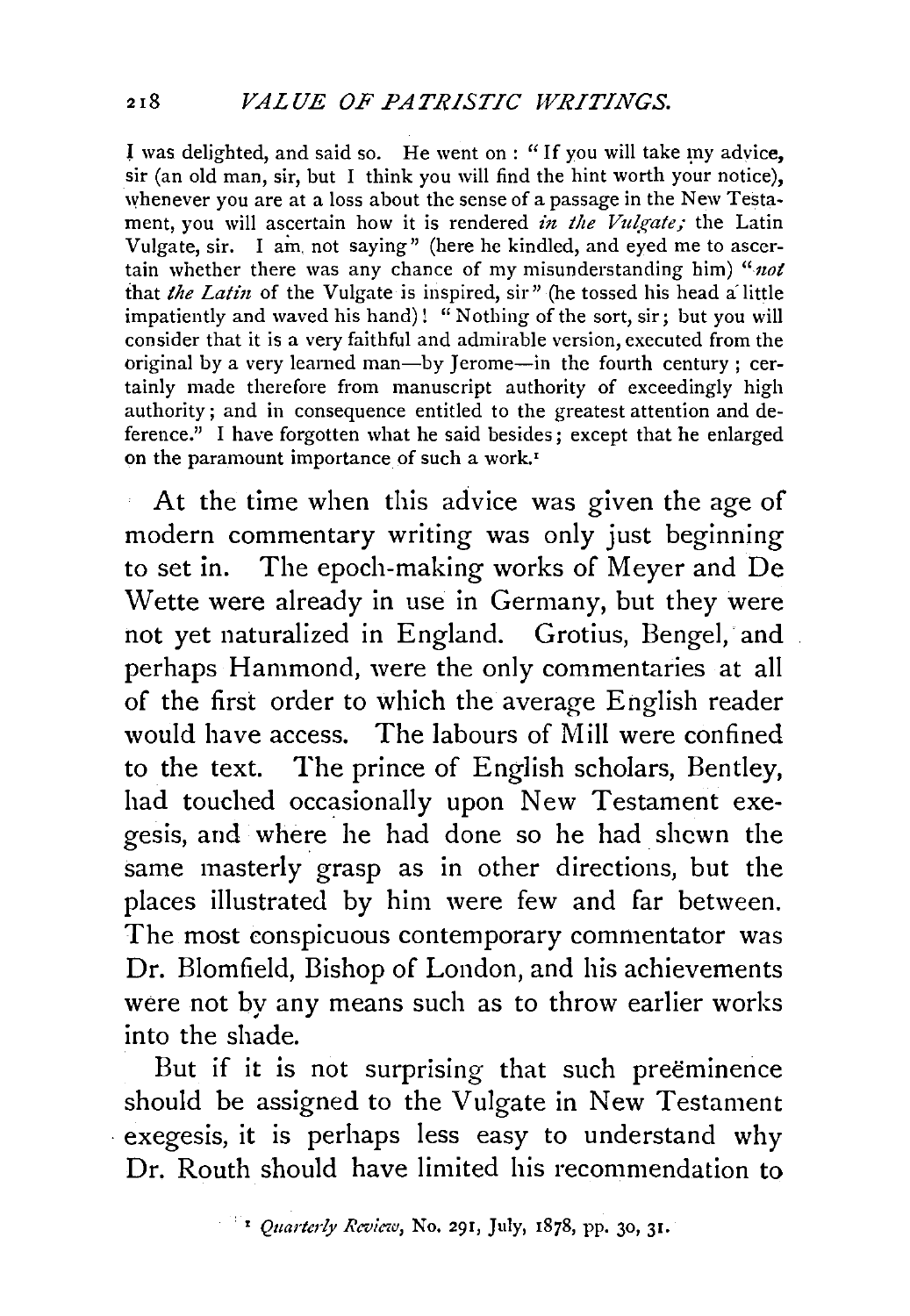I was delighted, and said so. He went on: "If you will take my advice, sir (an old man, sir, but I think you will find the hint worth your notice), whenever you are at a loss about the sense of a passage in the New Testament, you will ascertain how it is rendered *in the Vulgate;* the Latin Vulgate, sir. I am not saying" (here he kindled, and eyed me to ascertain whether there was any chance of my misunderstanding him) "*not* that *the Latin* of the Vulgate is inspired, sir" (he tossed his head a little impatiently and waved his hand)! "Nothing of the sort, sir; but you will consider that it is a very faithful and admirable version, executed from the original by a very learned man—by Jerome—in the fourth century; certainly made therefore from manuscript authority of exceedingly high authority; and in consequence entitled to the greatest attention and deference." I have forgotten what he said besides; except that he enlarged on the paramount importance of such a work.[1]

At the time when this advice was given the age of modern commentary writing was only just beginning to set in. The epoch-making works of Meyer and De Wette were already in use in Germany, but they were not yet naturalized in England. Grotius, Bengel, and perhaps Hammond, were the only commentaries at all of the first order to which the average English reader would have access. The labours of Mill were confined to the text. The prince of English scholars, Bentley, had touched occasionally upon New Testament exegesis, and where he had done so he had shewn the same masterly grasp as in other directions, but the places illustrated by him were few and far between. The most conspicuous contemporary commentator was Dr. Blomfield, Bishop of London, and his achievements were not by any means such as to throw earlier works into the shade.

But if it is not surprising that such preëminence should be assigned to the Vulgate in New Testament exegesis, it is perhaps less easy to understand why Dr. Routh should have limited his recommendation to

[1] *Quarterly Review*, No. 291, July, 1878, pp. 30, 31.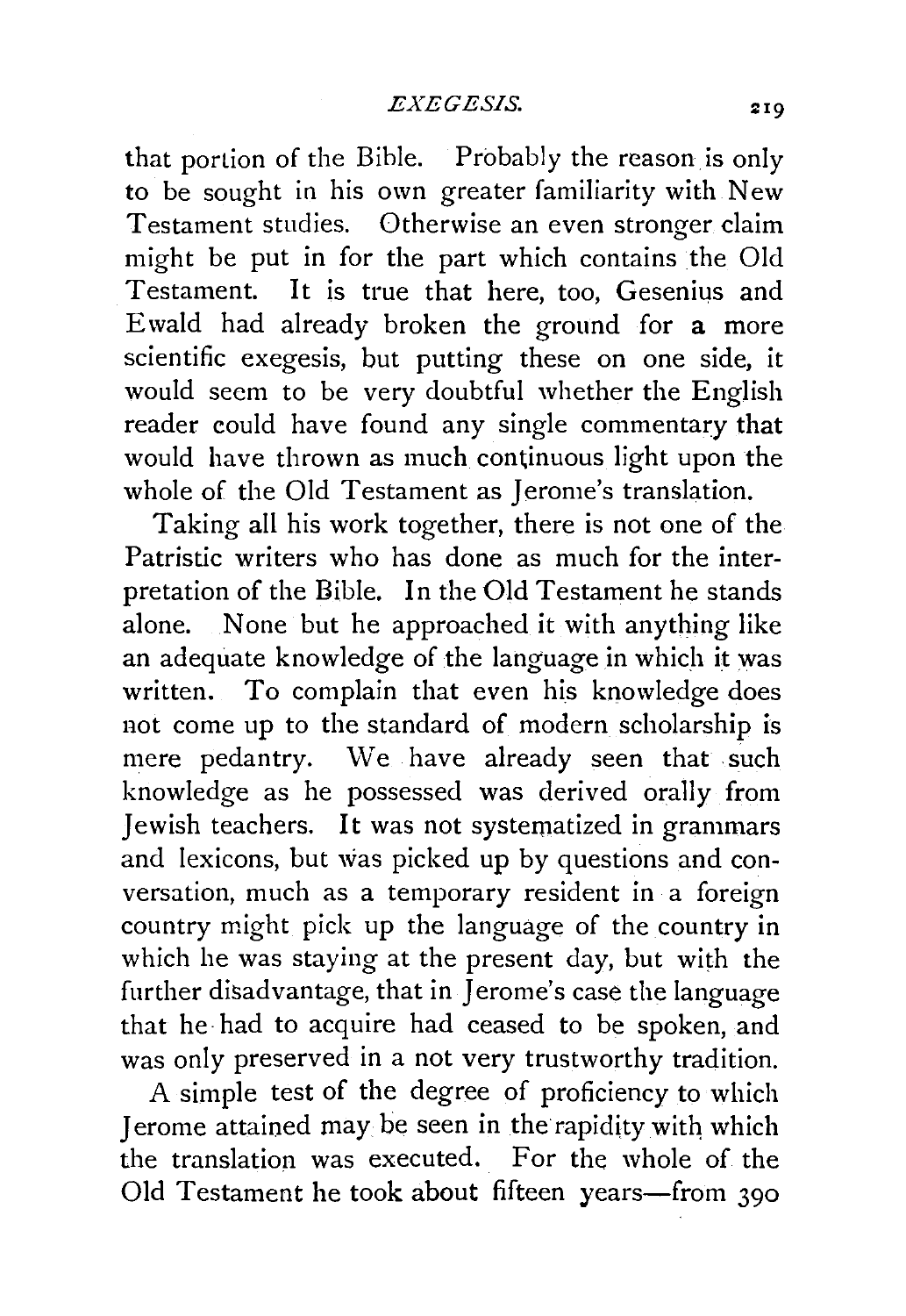that portion of the Bible. Probably the reason is only to be sought in his own greater familiarity with New Testament studies. Otherwise an even stronger claim might be put in for the part which contains the Old Testament. It is true that here, too, Gesenius and Ewald had already broken the ground for a more scientific exegesis, but putting these on one side, it would seem to be very doubtful whether the English reader could have found any single commentary that would have thrown as much continuous light upon the whole of the Old Testament as Jerome's translation.

Taking all his work together, there is not one of the Patristic writers who has done as much for the interpretation of the Bible. In the Old Testament he stands alone. None but he approached it with anything like an adequate knowledge of the language in which it was written. To complain that even his knowledge does not come up to the standard of modern scholarship is mere pedantry. We have already seen that such knowledge as he possessed was derived orally from Jewish teachers. It was not systematized in grammars and lexicons, but was picked up by questions and conversation, much as a temporary resident in a foreign country might pick up the language of the country in which he was staying at the present day, but with the further disadvantage, that in Jerome's case the language that he had to acquire had ceased to be spoken, and was only preserved in a not very trustworthy tradition.

A simple test of the degree of proficiency to which Jerome attained may be seen in the rapidity with which the translation was executed. For the whole of the Old Testament he took about fifteen years—from 390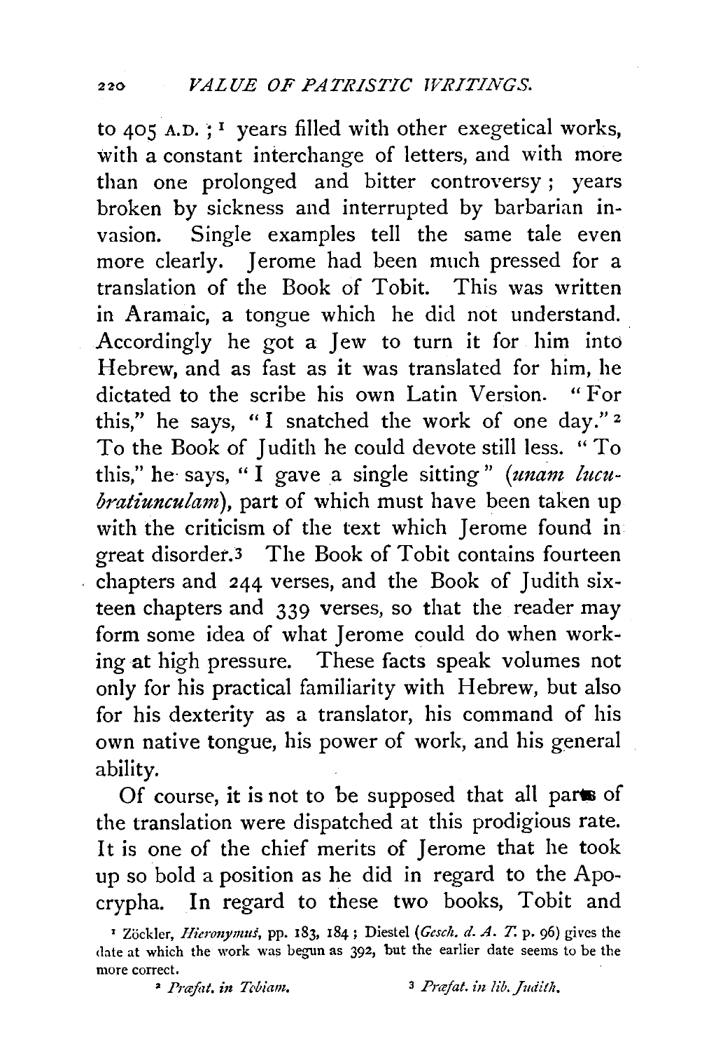to 405 A.D.;[1] years filled with other exegetical works, with a constant interchange of letters, and with more than one prolonged and bitter controversy; years broken by sickness and interrupted by barbarian invasion. Single examples tell the same tale even more clearly. Jerome had been much pressed for a translation of the Book of Tobit. This was written in Aramaic, a tongue which he did not understand. Accordingly he got a Jew to turn it for him into Hebrew, and as fast as it was translated for him, he dictated to the scribe his own Latin Version. "For this," he says, "I snatched the work of one day."[2] To the Book of Judith he could devote still less. "To this," he says, "I gave a single sitting" (*unam lucubratiunculam*), part of which must have been taken up with the criticism of the text which Jerome found in great disorder.[3] The Book of Tobit contains fourteen chapters and 244 verses, and the Book of Judith sixteen chapters and 339 verses, so that the reader may form some idea of what Jerome could do when working at high pressure. These facts speak volumes not only for his practical familiarity with Hebrew, but also for his dexterity as a translator, his command of his own native tongue, his power of work, and his general ability.

Of course, it is not to be supposed that all parts of the translation were dispatched at this prodigious rate. It is one of the chief merits of Jerome that he took up so bold a position as he did in regard to the Apocrypha. In regard to these two books, Tobit and

[1] Zöckler, *Hieronymus*, pp. 183, 184; Diestel (*Gesch. d. A. T.* p. 96) gives the date at which the work was begun as 392, but the earlier date seems to be the more correct.

[2] *Præfat. in Tobiam.*

[3] *Præfat. in lib. Judith.*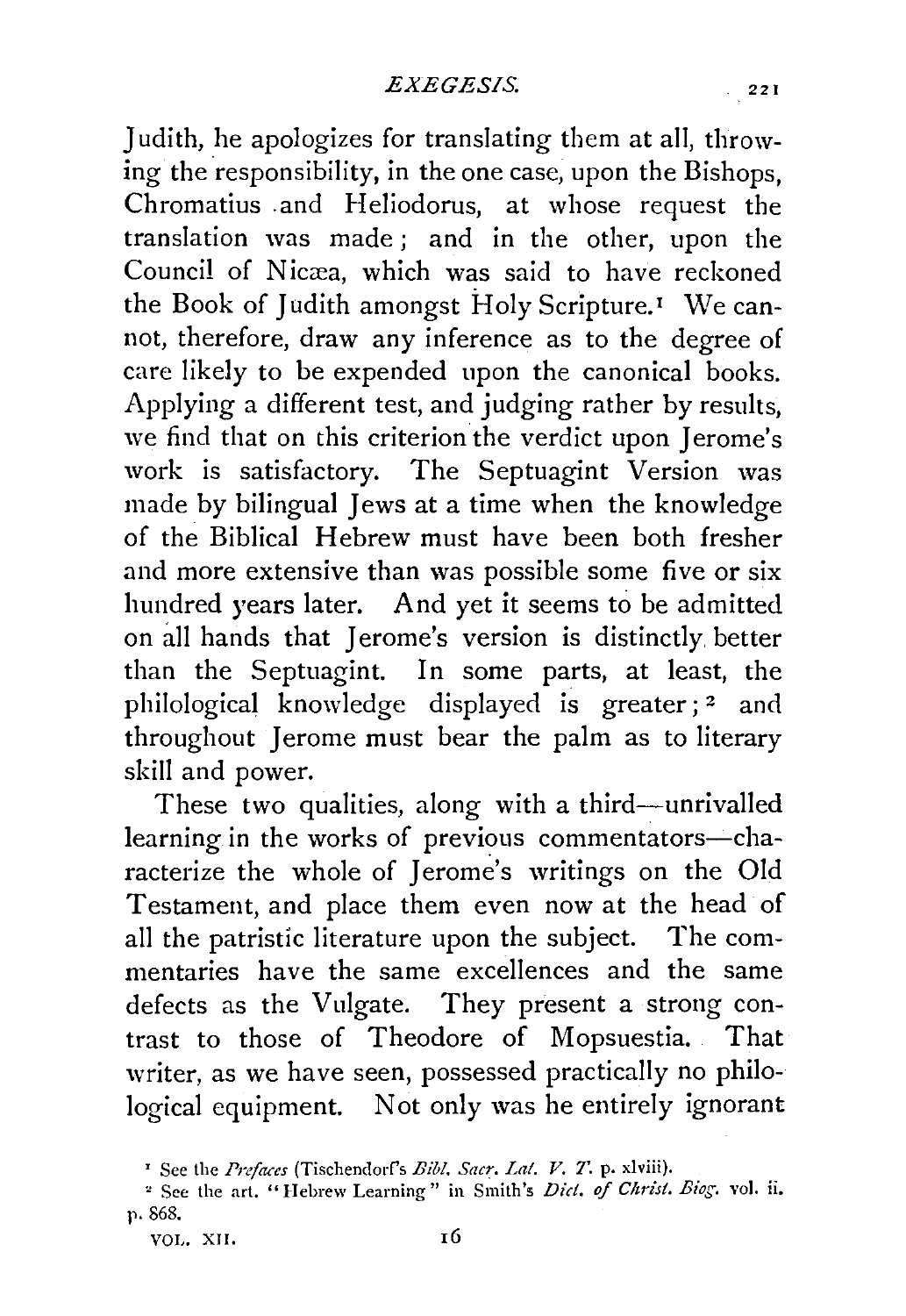Judith, he apologizes for translating them at all, throwing the responsibility, in the one case, upon the Bishops, Chromatius and Heliodorus, at whose request the translation was made; and in the other, upon the Council of Nicæa, which was said to have reckoned the Book of Judith amongst Holy Scripture.[1] We cannot, therefore, draw any inference as to the degree of care likely to be expended upon the canonical books. Applying a different test, and judging rather by results, we find that on this criterion the verdict upon Jerome's work is satisfactory. The Septuagint Version was made by bilingual Jews at a time when the knowledge of the Biblical Hebrew must have been both fresher and more extensive than was possible some five or six hundred years later. And yet it seems to be admitted on all hands that Jerome's version is distinctly better than the Septuagint. In some parts, at least, the philological knowledge displayed is greater;[2] and throughout Jerome must bear the palm as to literary skill and power.

These two qualities, along with a third—unrivalled learning in the works of previous commentators—characterize the whole of Jerome's writings on the Old Testament, and place them even now at the head of all the patristic literature upon the subject. The commentaries have the same excellences and the same defects as the Vulgate. They present a strong contrast to those of Theodore of Mopsuestia. That writer, as we have seen, possessed practically no philological equipment. Not only was he entirely ignorant

[1] See the *Prefaces* (Tischendorf's *Bibl. Sacr. Lat. V. T.* p. xlviii).

[2] See the art. "Hebrew Learning" in Smith's *Dict. of Christ. Biog.* vol. ii. p. 868.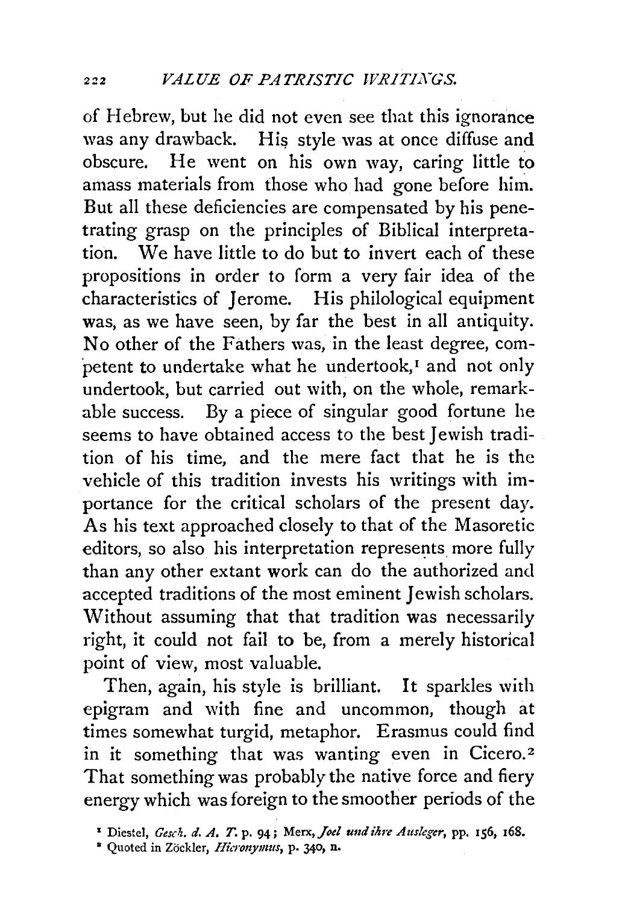of Hebrew, but he did not even see that this ignorance was any drawback. His style was at once diffuse and obscure. He went on his own way, caring little to amass materials from those who had gone before him. But all these deficiencies are compensated by his penetrating grasp on the principles of Biblical interpretation. We have little to do but to invert each of these propositions in order to form a very fair idea of the characteristics of Jerome. His philological equipment was, as we have seen, by far the best in all antiquity. No other of the Fathers was, in the least degree, competent to undertake what he undertook,[1] and not only undertook, but carried out with, on the whole, remarkable success. By a piece of singular good fortune he seems to have obtained access to the best Jewish tradition of his time, and the mere fact that he is the vehicle of this tradition invests his writings with importance for the critical scholars of the present day. As his text approached closely to that of the Masoretic editors, so also his interpretation represents more fully than any other extant work can do the authorized and accepted traditions of the most eminent Jewish scholars. Without assuming that that tradition was necessarily right, it could not fail to be, from a merely historical point of view, most valuable.

Then, again, his style is brilliant. It sparkles with epigram and with fine and uncommon, though at times somewhat turgid, metaphor. Erasmus could find in it something that was wanting even in Cicero.[2] That something was probably the native force and fiery energy which was foreign to the smoother periods of the

[1] Diestel, *Gesch. d. A. T.* p. 94; Merx, *Joel und ihre Ausleger*, pp. 156, 168.

[2] Quoted in Zöckler, *Hieronymus*, p. 340, n.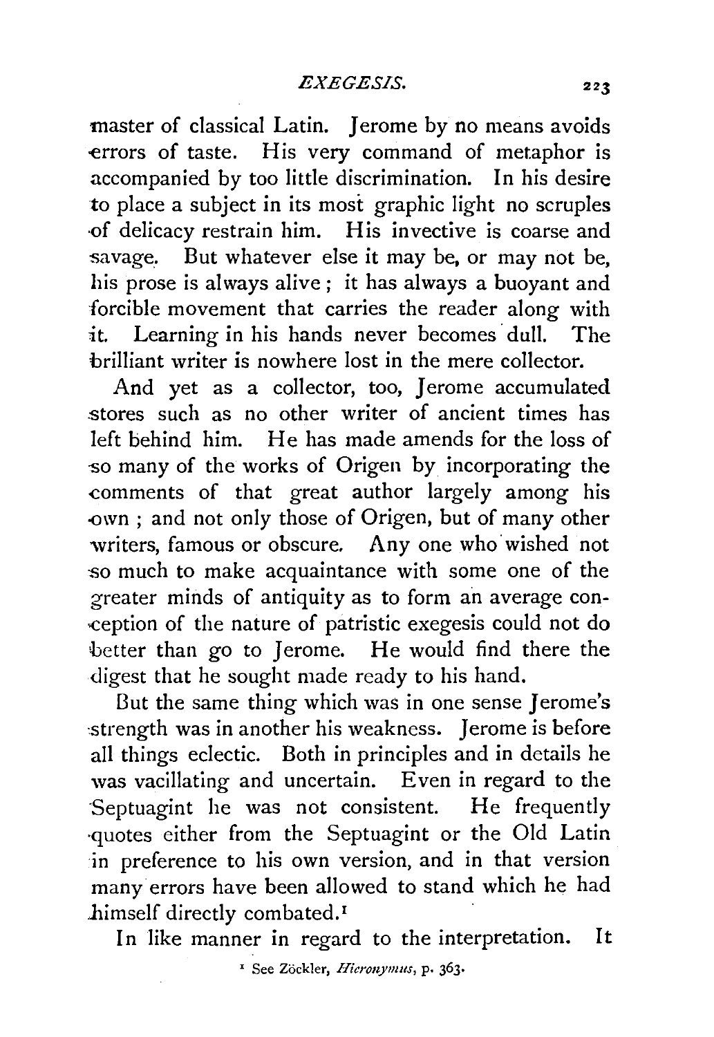master of classical Latin. Jerome by no means avoids errors of taste. His very command of metaphor is accompanied by too little discrimination. In his desire to place a subject in its most graphic light no scruples of delicacy restrain him. His invective is coarse and savage. But whatever else it may be, or may not be, his prose is always alive; it has always a buoyant and forcible movement that carries the reader along with it. Learning in his hands never becomes dull. The brilliant writer is nowhere lost in the mere collector.

And yet as a collector, too, Jerome accumulated stores such as no other writer of ancient times has left behind him. He has made amends for the loss of so many of the works of Origen by incorporating the comments of that great author largely among his own; and not only those of Origen, but of many other writers, famous or obscure. Any one who wished not so much to make acquaintance with some one of the greater minds of antiquity as to form an average conception of the nature of patristic exegesis could not do better than go to Jerome. He would find there the digest that he sought made ready to his hand.

But the same thing which was in one sense Jerome's strength was in another his weakness. Jerome is before all things eclectic. Both in principles and in details he was vacillating and uncertain. Even in regard to the Septuagint he was not consistent. He frequently quotes either from the Septuagint or the Old Latin in preference to his own version, and in that version many errors have been allowed to stand which he had himself directly combated.[1]

In like manner in regard to the interpretation. It

[1] See Zöckler, *Hieronymus*, p. 363.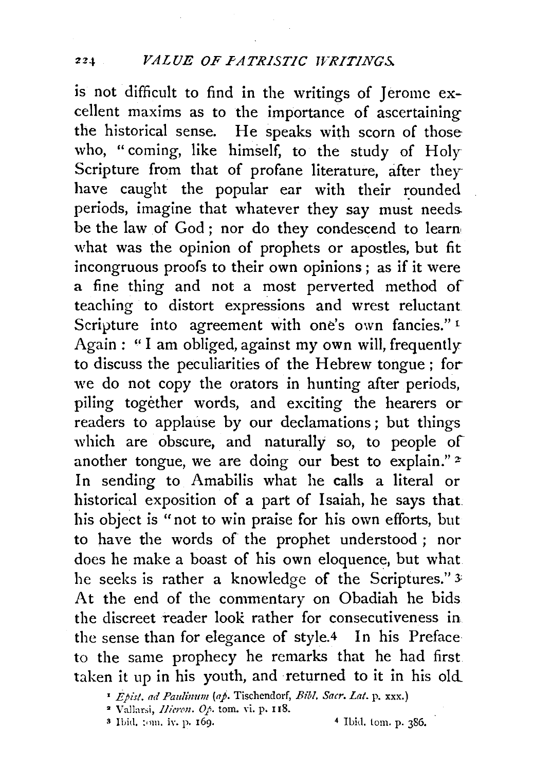is not difficult to find in the writings of Jerome excellent maxims as to the importance of ascertaining the historical sense. He speaks with scorn of those who, "coming, like himself, to the study of Holy Scripture from that of profane literature, after they have caught the popular ear with their rounded periods, imagine that whatever they say must needs be the law of God; nor do they condescend to learn what was the opinion of prophets or apostles, but fit incongruous proofs to their own opinions; as if it were a fine thing and not a most perverted method of teaching to distort expressions and wrest reluctant Scripture into agreement with one's own fancies." [1] Again: "I am obliged, against my own will, frequently to discuss the peculiarities of the Hebrew tongue; for we do not copy the orators in hunting after periods, piling together words, and exciting the hearers or readers to applause by our declamations; but things which are obscure, and naturally so, to people of another tongue, we are doing our best to explain." [2] In sending to Amabilis what he calls a literal or historical exposition of a part of Isaiah, he says that his object is "not to win praise for his own efforts, but to have the words of the prophet understood; nor does he make a boast of his own eloquence, but what he seeks is rather a knowledge of the Scriptures." [3] At the end of the commentary on Obadiah he bids the discreet reader look rather for consecutiveness in the sense than for elegance of style.[4] In his Preface to the same prophecy he remarks that he had first taken it up in his youth, and returned to it in his old

[1] *Epist. ad Paulinum* (*ap.* Tischendorf, *Bibl. Sacr. Lat.* p. xxx.)

[2] Vallarsi, *Hieron. Op.* tom. vi. p. 118.

[3] Ibid. tom. iv. p. 169.

[4] Ibid. tom. p. 386.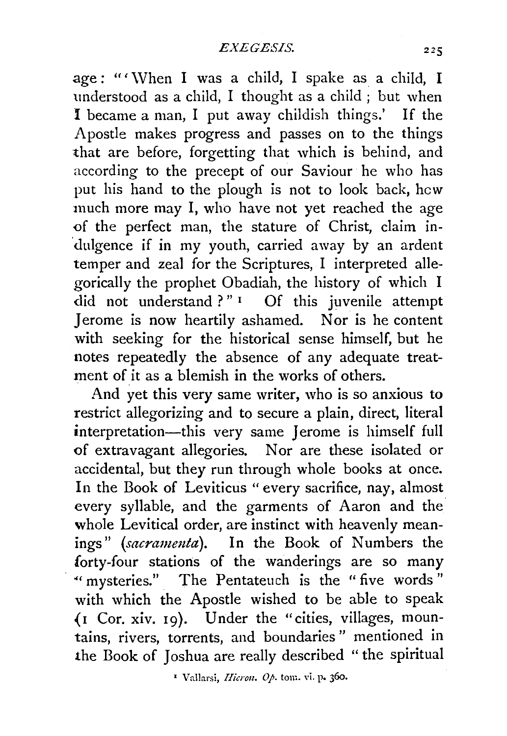age: "'When I was a child, I spake as a child, I understood as a child, I thought as a child; but when I became a man, I put away childish things.' If the Apostle makes progress and passes on to the things that are before, forgetting that which is behind, and according to the precept of our Saviour he who has put his hand to the plough is not to look back, hcw much more may I, who have not yet reached the age of the perfect man, the stature of Christ, claim indulgence if in my youth, carried away by an ardent temper and zeal for the Scriptures, I interpreted allegorically the prophet Obadiah, the history of which I did not understand?"[1] Of this juvenile attempt Jerome is now heartily ashamed. Nor is he content with seeking for the historical sense himself, but he notes repeatedly the absence of any adequate treatment of it as a blemish in the works of others.

And yet this very same writer, who is so anxious to restrict allegorizing and to secure a plain, direct, literal interpretation—this very same Jerome is himself full of extravagant allegories. Nor are these isolated or accidental, but they run through whole books at once. In the Book of Leviticus "every sacrifice, nay, almost every syllable, and the garments of Aaron and the whole Levitical order, are instinct with heavenly meanings" (*sacramenta*). In the Book of Numbers the forty-four stations of the wanderings are so many "mysteries." The Pentateuch is the "five words" with which the Apostle wished to be able to speak (1 Cor. xiv. 19). Under the "cities, villages, mountains, rivers, torrents, and boundaries" mentioned in the Book of Joshua are really described "the spiritual

[1] Vallarsi, *Hieron. Op.* tom. vi. p. 360.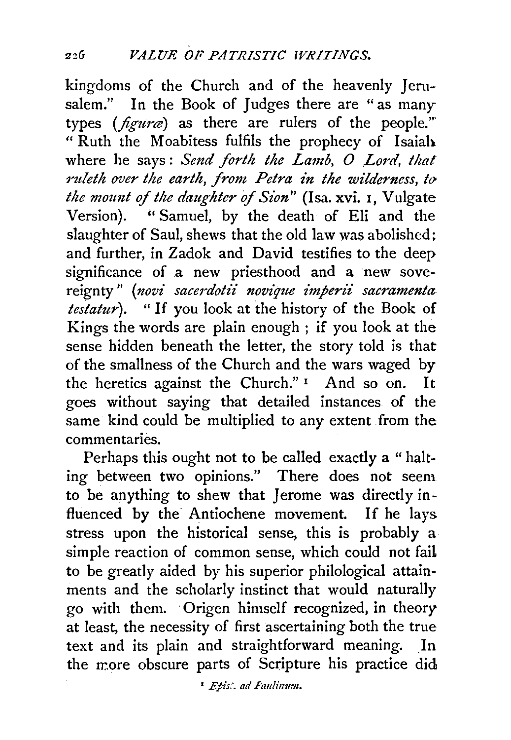kingdoms of the Church and of the heavenly Jerusalem." In the Book of Judges there are "as many types (*figuræ*) as there are rulers of the people." "Ruth the Moabitess fulfils the prophecy of Isaiah where he says: *Send forth the Lamb, O Lord, that ruleth over the earth, from Petra in the wilderness, to the mount of the daughter of Sion*" (Isa. xvi. 1, Vulgate Version). "Samuel, by the death of Eli and the slaughter of Saul, shews that the old law was abolished; and further, in Zadok and David testifies to the deep significance of a new priesthood and a new sovereignty" (*novi sacerdotii novique imperii sacramenta testatur*). "If you look at the history of the Book of Kings the words are plain enough; if you look at the sense hidden beneath the letter, the story told is that of the smallness of the Church and the wars waged by the heretics against the Church." [1] And so on. It goes without saying that detailed instances of the same kind could be multiplied to any extent from the commentaries.

Perhaps this ought not to be called exactly a "halting between two opinions." There does not seem to be anything to shew that Jerome was directly influenced by the Antiochene movement. If he lays stress upon the historical sense, this is probably a simple reaction of common sense, which could not fail to be greatly aided by his superior philological attainments and the scholarly instinct that would naturally go with them. Origen himself recognized, in theory at least, the necessity of first ascertaining both the true text and its plain and straightforward meaning. In the more obscure parts of Scripture his practice did

[1] *Epist. ad Paulinum.*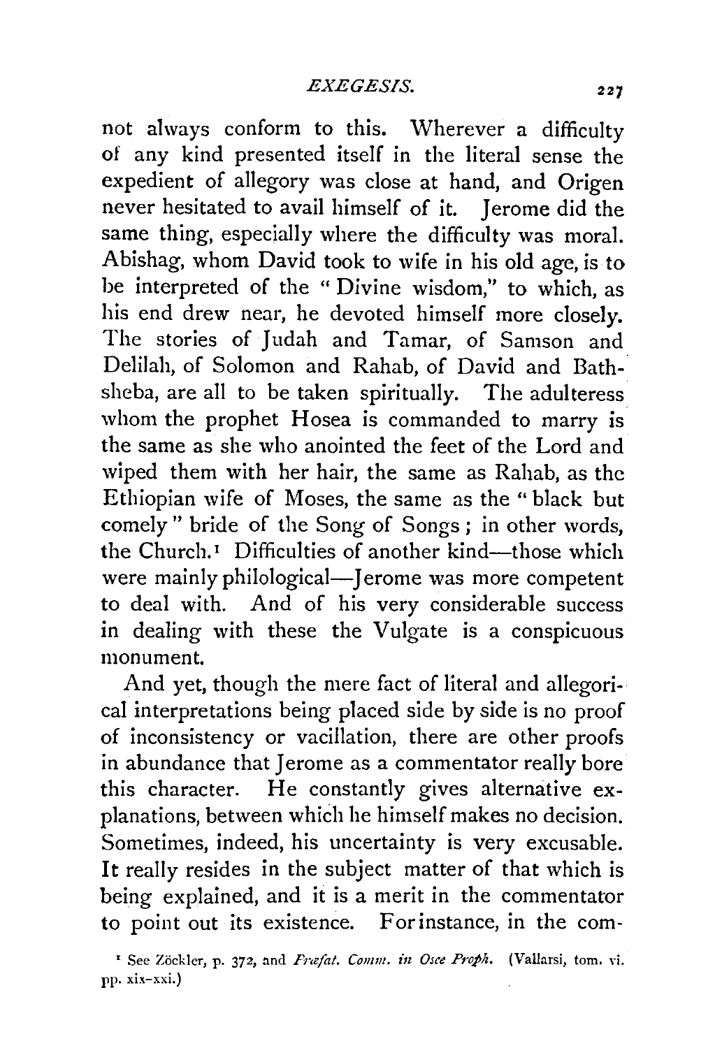not always conform to this. Wherever a difficulty of any kind presented itself in the literal sense the expedient of allegory was close at hand, and Origen never hesitated to avail himself of it. Jerome did the same thing, especially where the difficulty was moral. Abishag, whom David took to wife in his old age, is to be interpreted of the "Divine wisdom," to which, as his end drew near, he devoted himself more closely. The stories of Judah and Tamar, of Samson and Delilah, of Solomon and Rahab, of David and Bathsheba, are all to be taken spiritually. The adulteress whom the prophet Hosea is commanded to marry is the same as she who anointed the feet of the Lord and wiped them with her hair, the same as Rahab, as the Ethiopian wife of Moses, the same as the "black but comely" bride of the Song of Songs; in other words, the Church.[1] Difficulties of another kind—those which were mainly philological—Jerome was more competent to deal with. And of his very considerable success in dealing with these the Vulgate is a conspicuous monument.

And yet, though the mere fact of literal and allegorical interpretations being placed side by side is no proof of inconsistency or vacillation, there are other proofs in abundance that Jerome as a commentator really bore this character. He constantly gives alternative explanations, between which he himself makes no decision. Sometimes, indeed, his uncertainty is very excusable. It really resides in the subject matter of that which is being explained, and it is a merit in the commentator to point out its existence. For instance, in the com-

[1] See Zöckler, p. 372, and *Præfat. Comm. in Osee Proph.* (Vallarsi, tom. vi. pp. xix–xxi.)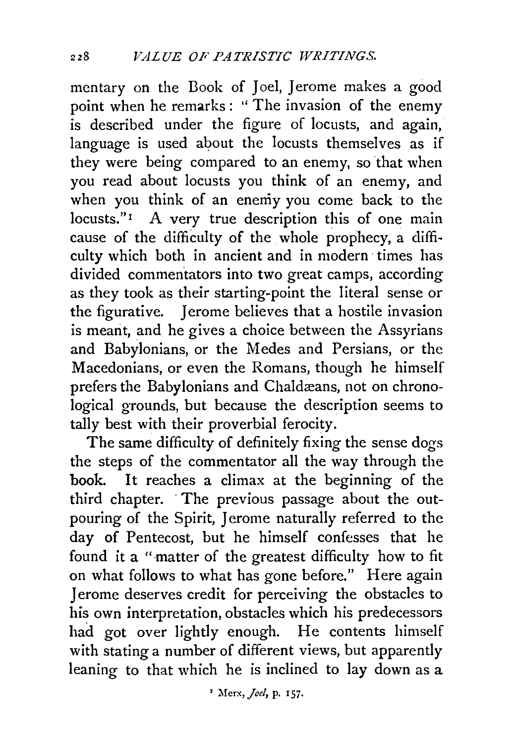mentary on the Book of Joel, Jerome makes a good point when he remarks: "The invasion of the enemy is described under the figure of locusts, and again, language is used about the locusts themselves as if they were being compared to an enemy, so that when you read about locusts you think of an enemy, and when you think of an enemy you come back to the locusts."[1] A very true description this of one main cause of the difficulty of the whole prophecy, a difficulty which both in ancient and in modern times has divided commentators into two great camps, according as they took as their starting-point the literal sense or the figurative. Jerome believes that a hostile invasion is meant, and he gives a choice between the Assyrians and Babylonians, or the Medes and Persians, or the Macedonians, or even the Romans, though he himself prefers the Babylonians and Chaldæans, not on chronological grounds, but because the description seems to tally best with their proverbial ferocity.

The same difficulty of definitely fixing the sense dogs the steps of the commentator all the way through the book. It reaches a climax at the beginning of the third chapter. The previous passage about the outpouring of the Spirit, Jerome naturally referred to the day of Pentecost, but he himself confesses that he found it a "matter of the greatest difficulty how to fit on what follows to what has gone before." Here again Jerome deserves credit for perceiving the obstacles to his own interpretation, obstacles which his predecessors had got over lightly enough. He contents himself with stating a number of different views, but apparently leaning to that which he is inclined to lay down as a

[1] Merx, *Joel*, p. 157.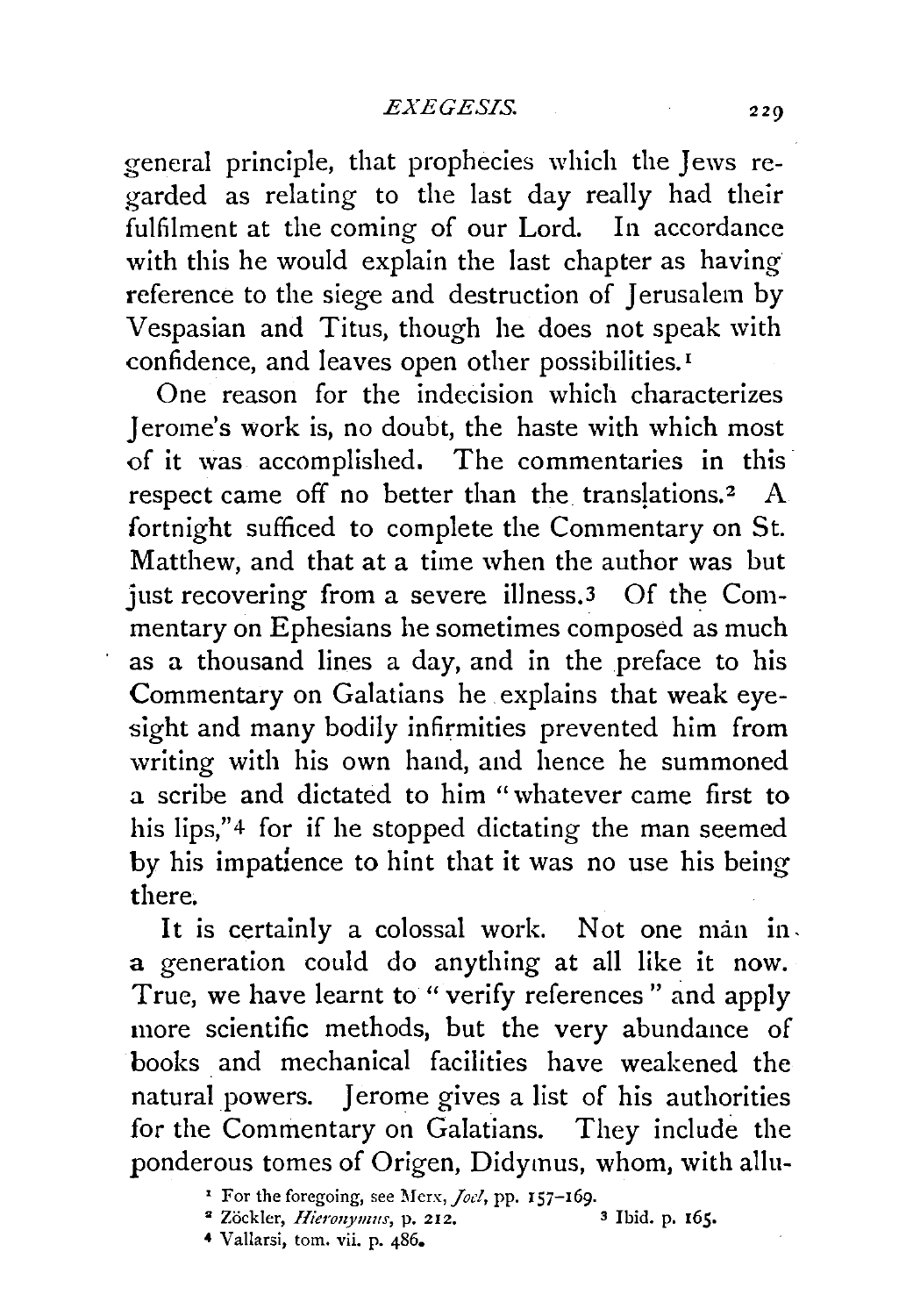general principle, that prophecies which the Jews regarded as relating to the last day really had their fulfilment at the coming of our Lord. In accordance with this he would explain the last chapter as having reference to the siege and destruction of Jerusalem by Vespasian and Titus, though he does not speak with confidence, and leaves open other possibilities.[1]

One reason for the indecision which characterizes Jerome's work is, no doubt, the haste with which most of it was accomplished. The commentaries in this respect came off no better than the translations.[2] A fortnight sufficed to complete the Commentary on St. Matthew, and that at a time when the author was but just recovering from a severe illness.[3] Of the Commentary on Ephesians he sometimes composed as much as a thousand lines a day, and in the preface to his Commentary on Galatians he explains that weak eyesight and many bodily infirmities prevented him from writing with his own hand, and hence he summoned a scribe and dictated to him "whatever came first to his lips,"[4] for if he stopped dictating the man seemed by his impatience to hint that it was no use his being there.

It is certainly a colossal work. Not one man in a generation could do anything at all like it now. True, we have learnt to "verify references" and apply more scientific methods, but the very abundance of books and mechanical facilities have weakened the natural powers. Jerome gives a list of his authorities for the Commentary on Galatians. They include the ponderous tomes of Origen, Didymus, whom, with allu-

[1] For the foregoing, see Merx, *Joel*, pp. 157–169.

[2] Zöckler, *Hieronymus*, p. 212.

[3] Ibid. p. 165.

[4] Vallarsi, tom. vii. p. 486.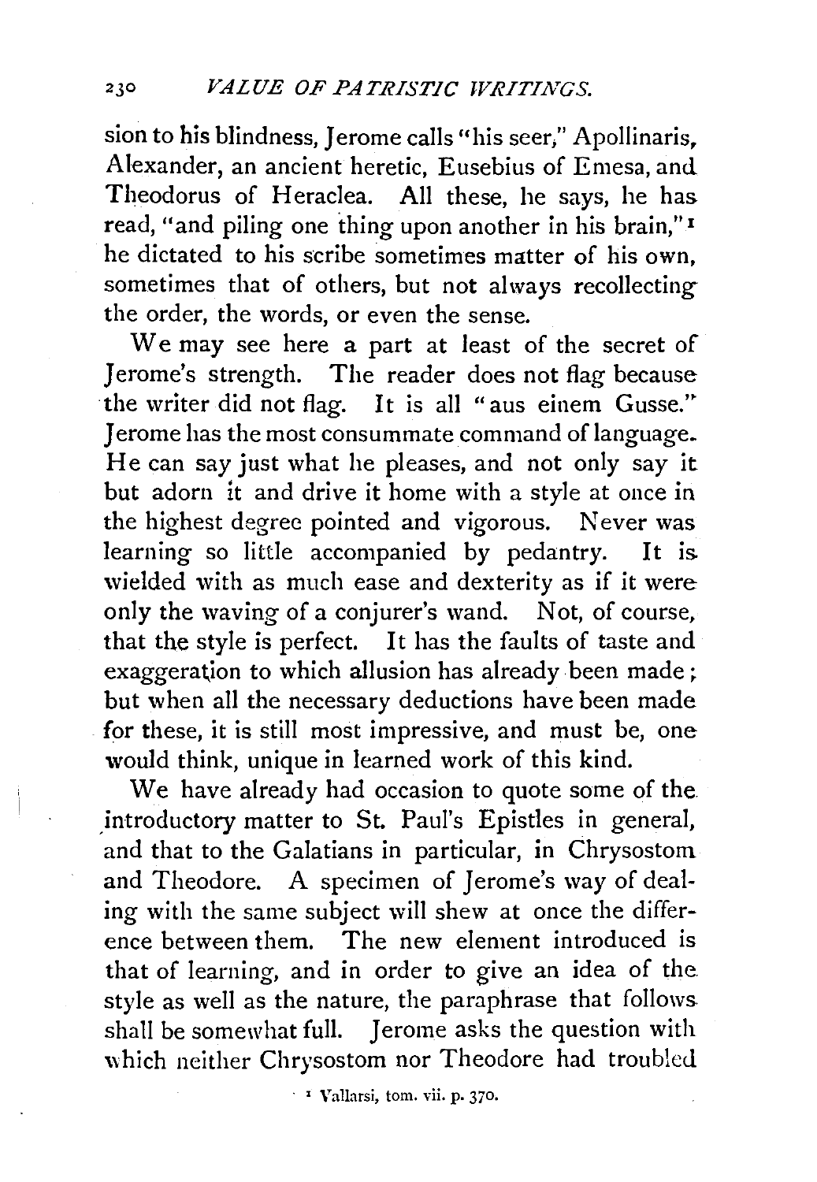sion to his blindness, Jerome calls "his seer," Apollinaris, Alexander, an ancient heretic, Eusebius of Emesa, and Theodorus of Heraclea. All these, he says, he has read, "and piling one thing upon another in his brain,"[1] he dictated to his scribe sometimes matter of his own, sometimes that of others, but not always recollecting the order, the words, or even the sense.

We may see here a part at least of the secret of Jerome's strength. The reader does not flag because the writer did not flag. It is all "aus einem Gusse." Jerome has the most consummate command of language. He can say just what he pleases, and not only say it but adorn it and drive it home with a style at once in the highest degree pointed and vigorous. Never was learning so little accompanied by pedantry. It is wielded with as much ease and dexterity as if it were only the waving of a conjurer's wand. Not, of course, that the style is perfect. It has the faults of taste and exaggeration to which allusion has already been made; but when all the necessary deductions have been made for these, it is still most impressive, and must be, one would think, unique in learned work of this kind.

We have already had occasion to quote some of the introductory matter to St. Paul's Epistles in general, and that to the Galatians in particular, in Chrysostom and Theodore. A specimen of Jerome's way of dealing with the same subject will shew at once the difference between them. The new element introduced is that of learning, and in order to give an idea of the style as well as the nature, the paraphrase that follows shall be somewhat full. Jerome asks the question with which neither Chrysostom nor Theodore had troubled

[1] Vallarsi, tom. vii. p. 370.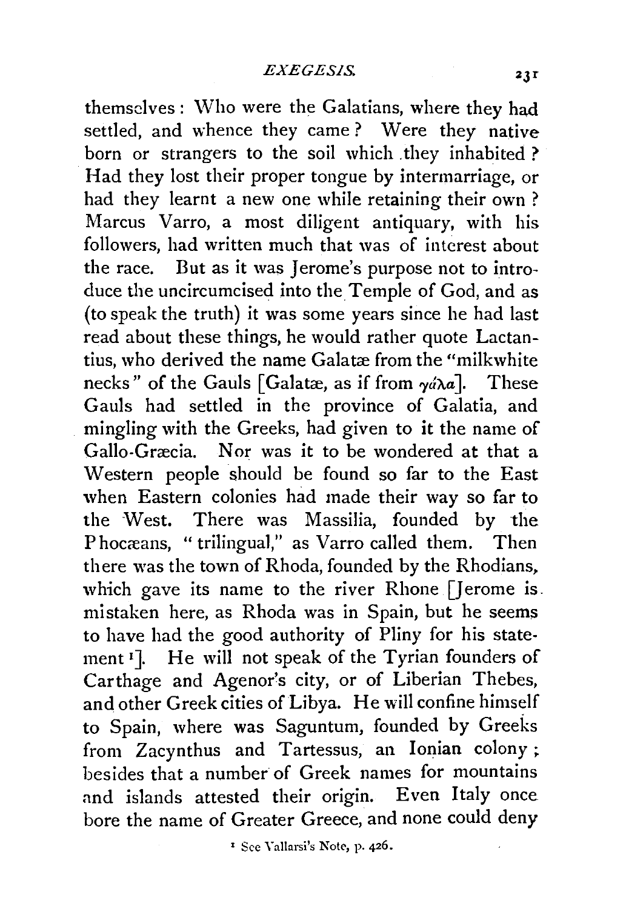themselves: Who were the Galatians, where they had settled, and whence they came? Were they native born or strangers to the soil which they inhabited? Had they lost their proper tongue by intermarriage, or had they learnt a new one while retaining their own? Marcus Varro, a most diligent antiquary, with his followers, had written much that was of interest about the race. But as it was Jerome's purpose not to introduce the uncircumcised into the Temple of God, and as (to speak the truth) it was some years since he had last read about these things, he would rather quote Lactantius, who derived the name Galatæ from the "milkwhite necks" of the Gauls [Galatæ, as if from γάλα]. These Gauls had settled in the province of Galatia, and mingling with the Greeks, had given to it the name of Gallo-Græcia. Nor was it to be wondered at that a Western people should be found so far to the East when Eastern colonies had made their way so far to the West. There was Massilia, founded by the Phocæans, "trilingual," as Varro called them. Then there was the town of Rhoda, founded by the Rhodians, which gave its name to the river Rhone [Jerome is mistaken here, as Rhoda was in Spain, but he seems to have had the good authority of Pliny for his statement [1]]. He will not speak of the Tyrian founders of Carthage and Agenor's city, or of Liberian Thebes, and other Greek cities of Libya. He will confine himself to Spain, where was Saguntum, founded by Greeks from Zacynthus and Tartessus, an Ionian colony; besides that a number of Greek names for mountains and islands attested their origin. Even Italy once bore the name of Greater Greece, and none could deny

[1] See Vallarsi's Note, p. 426.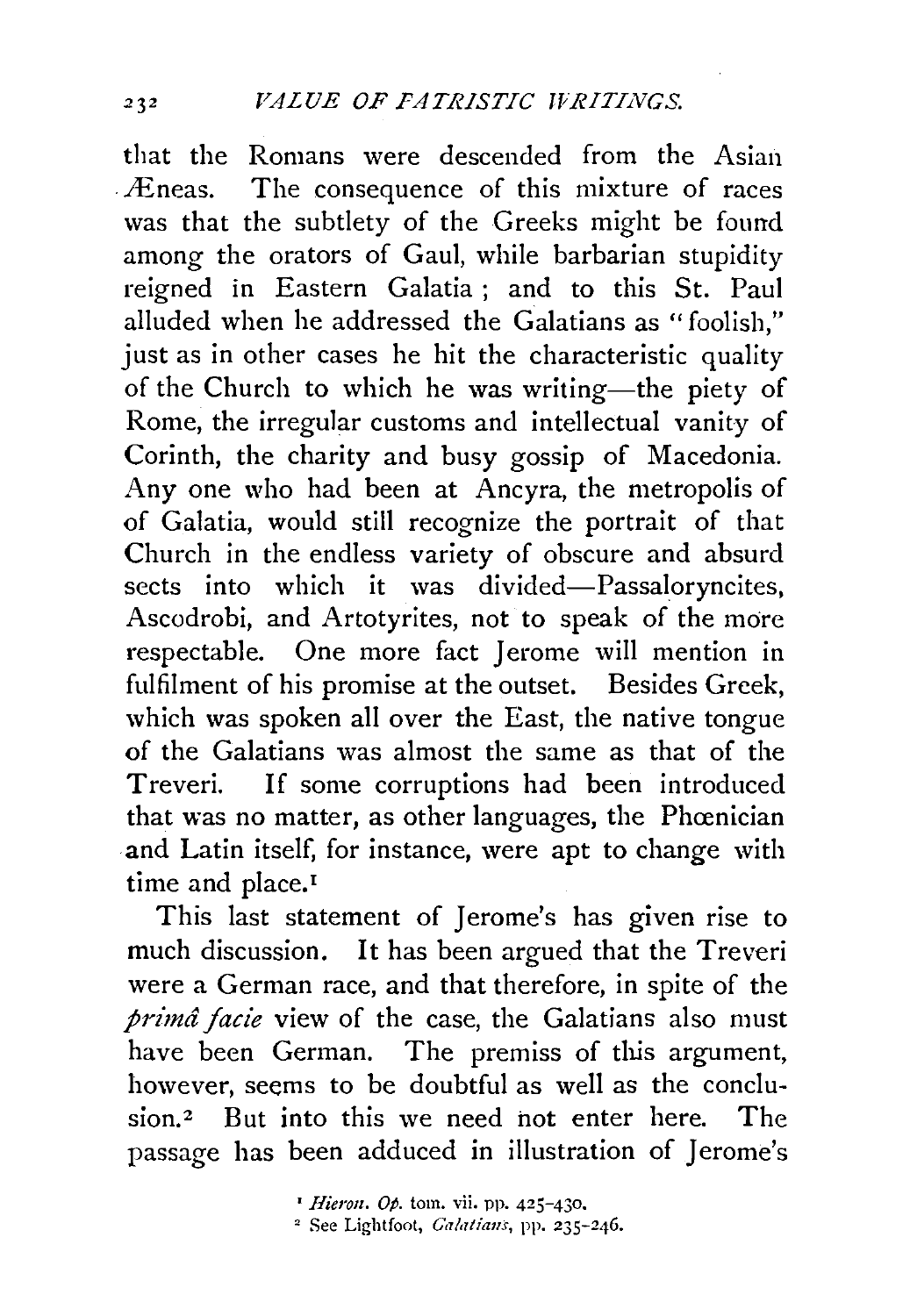that the Romans were descended from the Asian Æneas. The consequence of this mixture of races was that the subtlety of the Greeks might be found among the orators of Gaul, while barbarian stupidity reigned in Eastern Galatia; and to this St. Paul alluded when he addressed the Galatians as "foolish," just as in other cases he hit the characteristic quality of the Church to which he was writing—the piety of Rome, the irregular customs and intellectual vanity of Corinth, the charity and busy gossip of Macedonia. Any one who had been at Ancyra, the metropolis of of Galatia, would still recognize the portrait of that Church in the endless variety of obscure and absurd sects into which it was divided—Passaloryncites, Ascodrobi, and Artotyrites, not to speak of the more respectable. One more fact Jerome will mention in fulfilment of his promise at the outset. Besides Greek, which was spoken all over the East, the native tongue of the Galatians was almost the same as that of the Treveri. If some corruptions had been introduced that was no matter, as other languages, the Phœnician and Latin itself, for instance, were apt to change with time and place.[1]

This last statement of Jerome's has given rise to much discussion. It has been argued that the Treveri were a German race, and that therefore, in spite of the *primâ facie* view of the case, the Galatians also must have been German. The premiss of this argument, however, seems to be doubtful as well as the conclusion.[2] But into this we need not enter here. The passage has been adduced in illustration of Jerome's

[1] *Hieron. Op.* tom. vii. pp. 425–430.

[2] See Lightfoot, *Galatians*, pp. 235–246.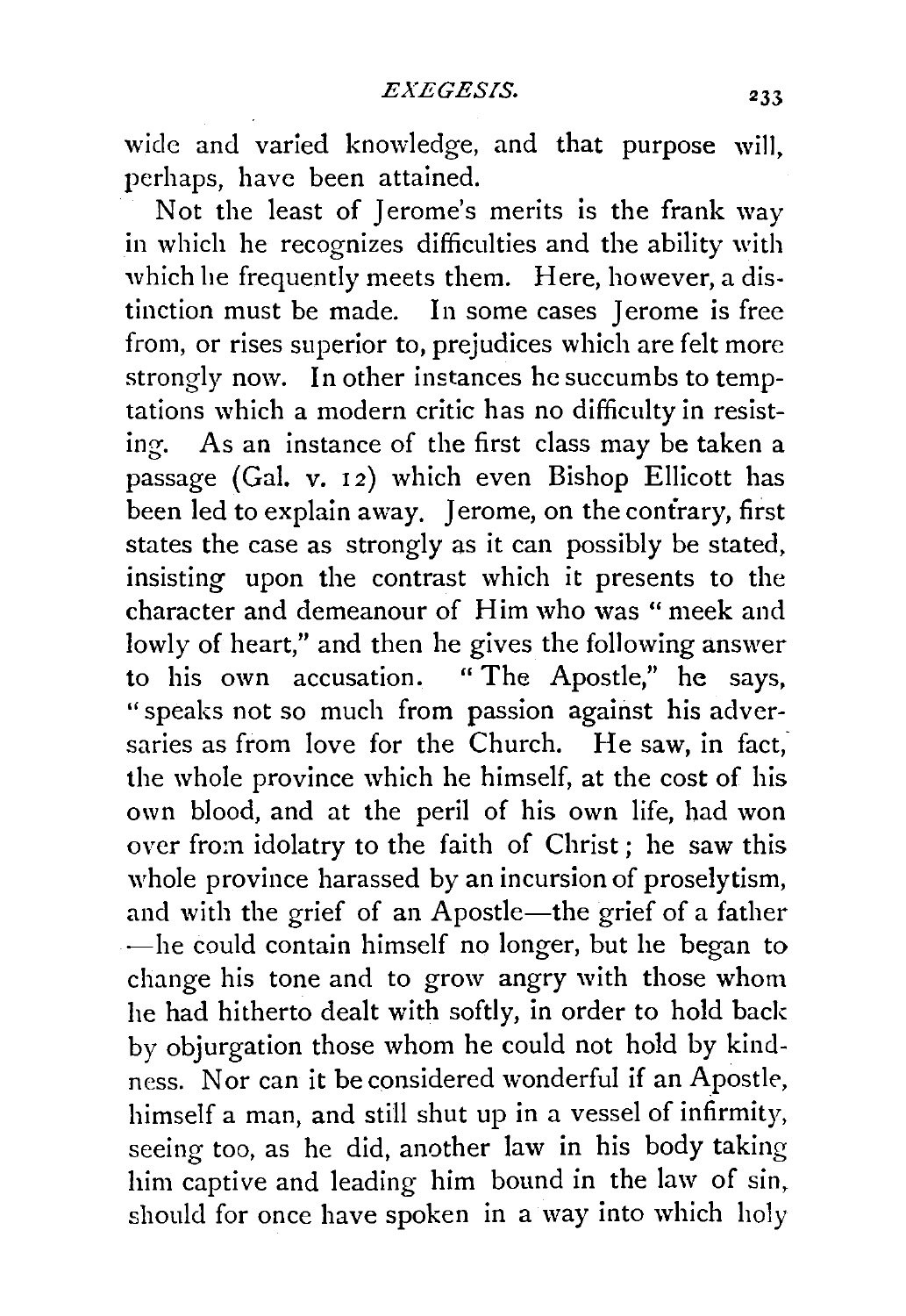wide and varied knowledge, and that purpose will, perhaps, have been attained.

Not the least of Jerome's merits is the frank way in which he recognizes difficulties and the ability with which he frequently meets them. Here, however, a distinction must be made. In some cases Jerome is free from, or rises superior to, prejudices which are felt more strongly now. In other instances he succumbs to temptations which a modern critic has no difficulty in resisting. As an instance of the first class may be taken a passage (Gal. v. 12) which even Bishop Ellicott has been led to explain away. Jerome, on the contrary, first states the case as strongly as it can possibly be stated, insisting upon the contrast which it presents to the character and demeanour of Him who was "meek and lowly of heart," and then he gives the following answer to his own accusation. "The Apostle," he says, "speaks not so much from passion against his adversaries as from love for the Church. He saw, in fact, the whole province which he himself, at the cost of his own blood, and at the peril of his own life, had won over from idolatry to the faith of Christ; he saw this whole province harassed by an incursion of proselytism, and with the grief of an Apostle—the grief of a father—he could contain himself no longer, but he began to change his tone and to grow angry with those whom he had hitherto dealt with softly, in order to hold back by objurgation those whom he could not hold by kindness. Nor can it be considered wonderful if an Apostle, himself a man, and still shut up in a vessel of infirmity, seeing too, as he did, another law in his body taking him captive and leading him bound in the law of sin, should for once have spoken in a way into which holy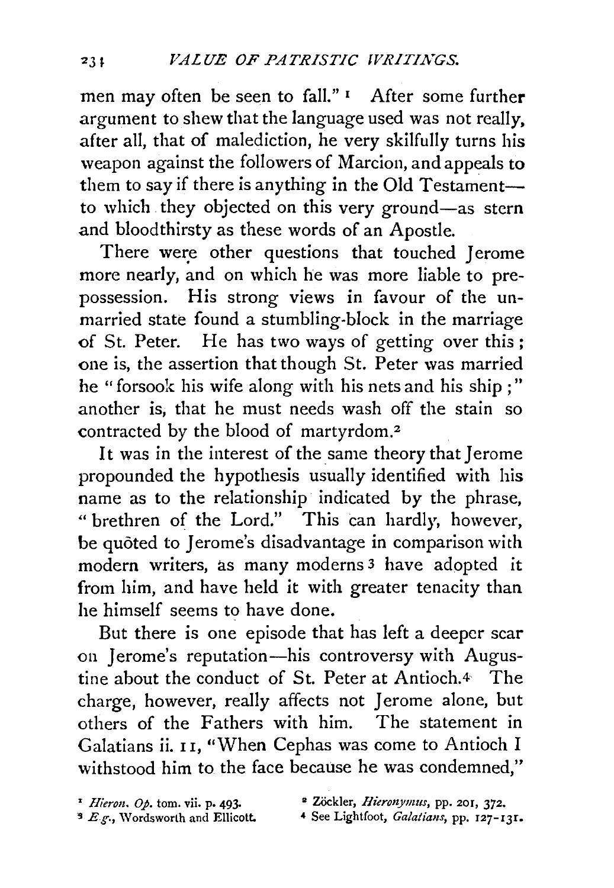men may often be seen to fall."[1] After some further argument to shew that the language used was not really, after all, that of malediction, he very skilfully turns his weapon against the followers of Marcion, and appeals to them to say if there is anything in the Old Testament—to which they objected on this very ground—as stern and bloodthirsty as these words of an Apostle.

There were other questions that touched Jerome more nearly, and on which he was more liable to prepossession. His strong views in favour of the unmarried state found a stumbling-block in the marriage of St. Peter. He has two ways of getting over this; one is, the assertion that though St. Peter was married he "forsook his wife along with his nets and his ship;" another is, that he must needs wash off the stain so contracted by the blood of martyrdom.[2]

It was in the interest of the same theory that Jerome propounded the hypothesis usually identified with his name as to the relationship indicated by the phrase, "brethren of the Lord." This can hardly, however, be quōted to Jerome's disadvantage in comparison with modern writers, as many moderns[3] have adopted it from him, and have held it with greater tenacity than he himself seems to have done.

But there is one episode that has left a deeper scar on Jerome's reputation—his controversy with Augustine about the conduct of St. Peter at Antioch.[4] The charge, however, really affects not Jerome alone, but others of the Fathers with him. The statement in Galatians ii. 11, "When Cephas was come to Antioch I withstood him to the face because he was condemned,"

[1] *Hieron. Op.* tom. vii. p. 493.

[2] Zöckler, *Hieronymus*, pp. 201, 372.

[3] *E.g.*, Wordsworth and Ellicott.

[4] See Lightfoot, *Galatians*, pp. 127-131.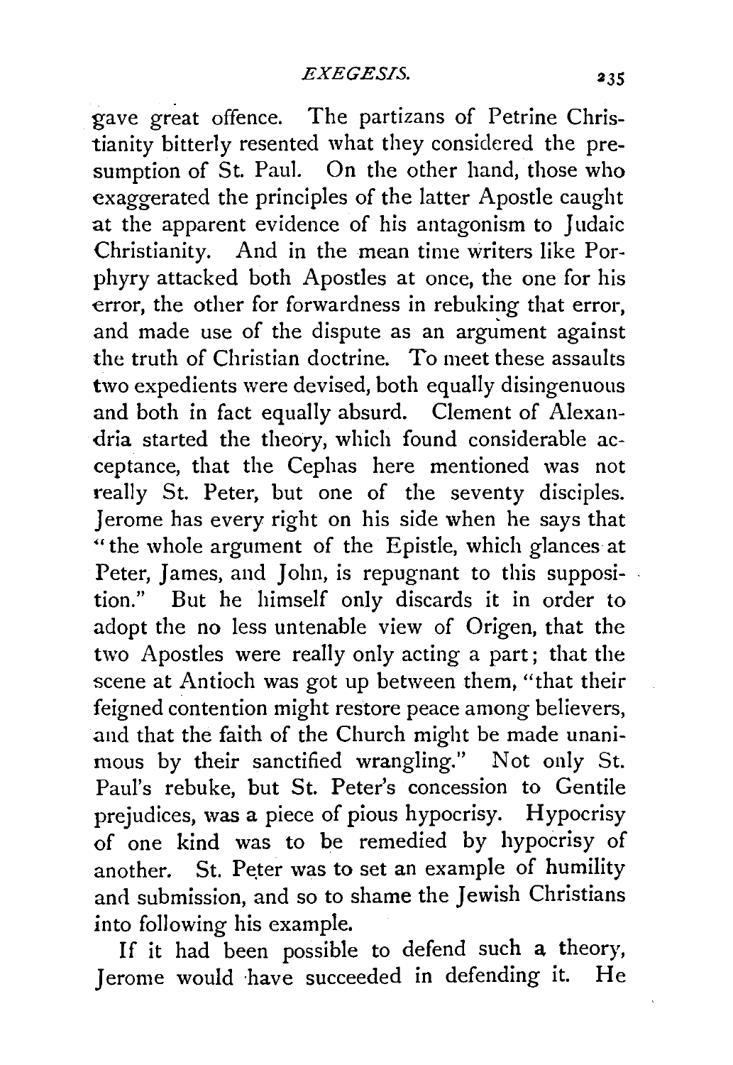gave great offence. The partizans of Petrine Christianity bitterly resented what they considered the presumption of St. Paul. On the other hand, those who exaggerated the principles of the latter Apostle caught at the apparent evidence of his antagonism to Judaic Christianity. And in the mean time writers like Porphyry attacked both Apostles at once, the one for his error, the other for forwardness in rebuking that error, and made use of the dispute as an argument against the truth of Christian doctrine. To meet these assaults two expedients were devised, both equally disingenuous and both in fact equally absurd. Clement of Alexandria started the theory, which found considerable acceptance, that the Cephas here mentioned was not really St. Peter, but one of the seventy disciples. Jerome has every right on his side when he says that "the whole argument of the Epistle, which glances at Peter, James, and John, is repugnant to this supposition." But he himself only discards it in order to adopt the no less untenable view of Origen, that the two Apostles were really only acting a part; that the scene at Antioch was got up between them, "that their feigned contention might restore peace among believers, and that the faith of the Church might be made unanimous by their sanctified wrangling." Not only St. Paul's rebuke, but St. Peter's concession to Gentile prejudices, was a piece of pious hypocrisy. Hypocrisy of one kind was to be remedied by hypocrisy of another. St. Peter was to set an example of humility and submission, and so to shame the Jewish Christians into following his example.

If it had been possible to defend such a theory, Jerome would have succeeded in defending it. He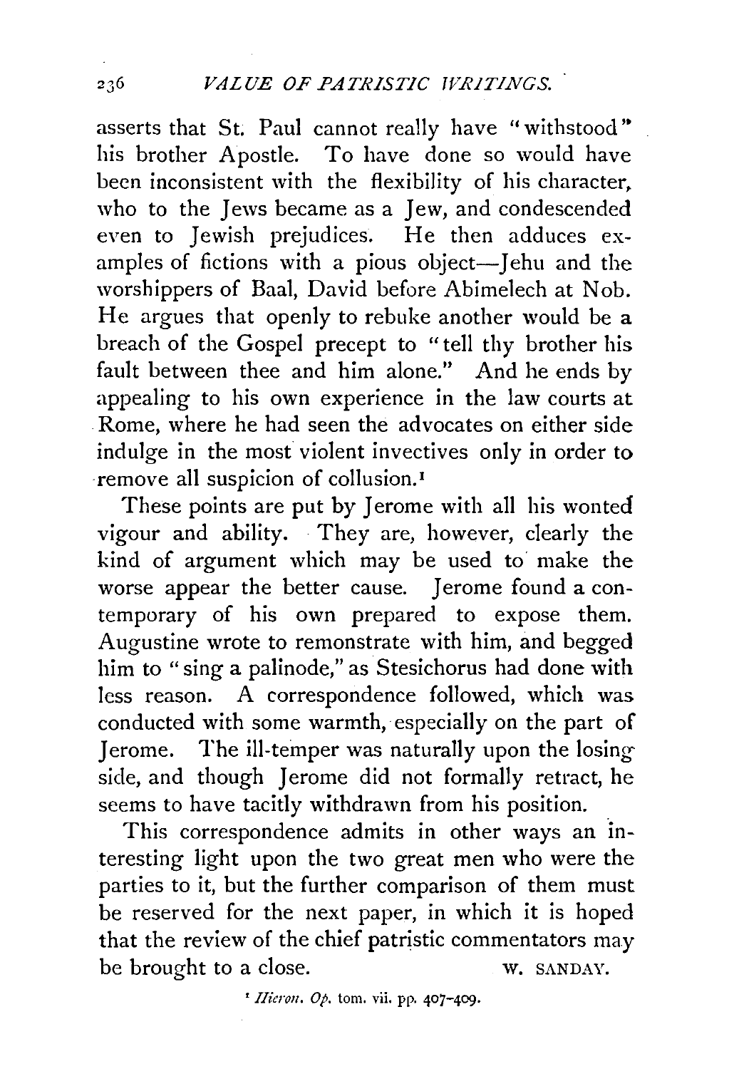asserts that St. Paul cannot really have "withstood" his brother Apostle. To have done so would have been inconsistent with the flexibility of his character, who to the Jews became as a Jew, and condescended even to Jewish prejudices. He then adduces examples of fictions with a pious object—Jehu and the worshippers of Baal, David before Abimelech at Nob. He argues that openly to rebuke another would be a breach of the Gospel precept to "tell thy brother his fault between thee and him alone." And he ends by appealing to his own experience in the law courts at Rome, where he had seen the advocates on either side indulge in the most violent invectives only in order to remove all suspicion of collusion.[1]

These points are put by Jerome with all his wonted vigour and ability. They are, however, clearly the kind of argument which may be used to make the worse appear the better cause. Jerome found a contemporary of his own prepared to expose them. Augustine wrote to remonstrate with him, and begged him to "sing a palinode," as Stesichorus had done with less reason. A correspondence followed, which was conducted with some warmth, especially on the part of Jerome. The ill-temper was naturally upon the losing side, and though Jerome did not formally retract, he seems to have tacitly withdrawn from his position.

This correspondence admits in other ways an interesting light upon the two great men who were the parties to it, but the further comparison of them must be reserved for the next paper, in which it is hoped that the review of the chief patristic commentators may be brought to a close.

W. SANDAY.

[1] *Hieron. Op.* tom. vii. pp. 407–409.